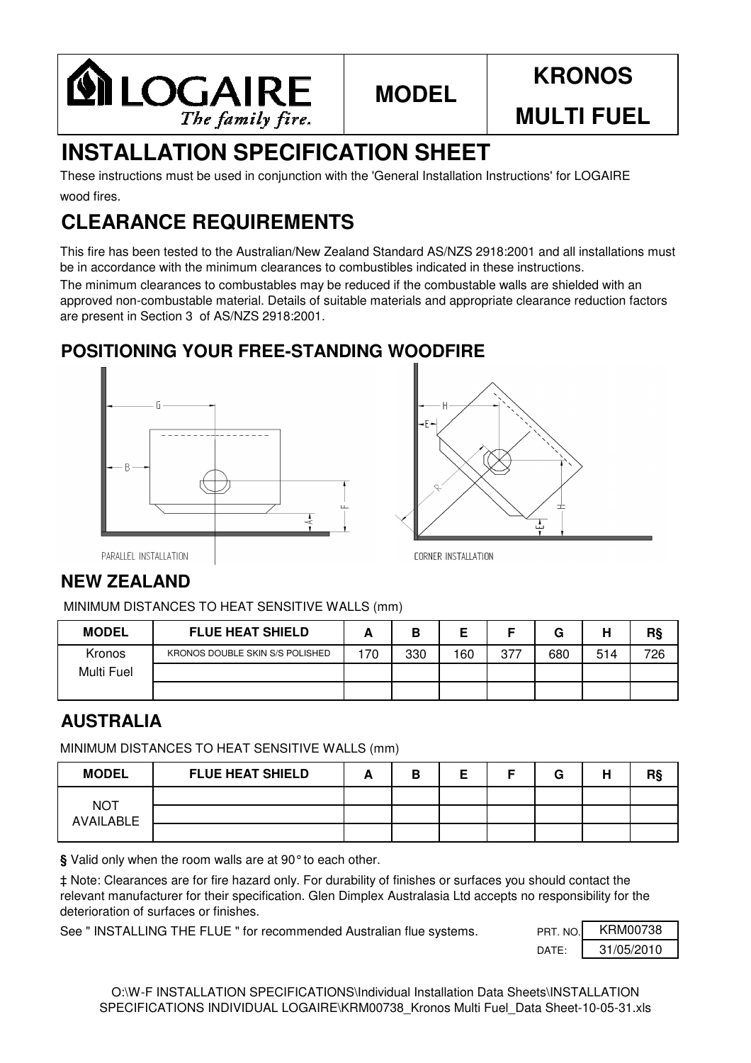| LOGAIRE *The family fire.* | **MODEL** | **KRONOS MULTI FUEL** |
|---|---|---|

# INSTALLATION SPECIFICATION SHEET

These instructions must be used in conjunction with the 'General Installation Instructions' for LOGAIRE wood fires.

# CLEARANCE REQUIREMENTS

This fire has been tested to the Australian/New Zealand Standard AS/NZS 2918:2001 and all installations must be in accordance with the minimum clearances to combustibles indicated in these instructions.

The minimum clearances to combustables may be reduced if the combustable walls are shielded with an approved non-combustable material. Details of suitable materials and appropriate clearance reduction factors are present in Section 3 of AS/NZS 2918:2001.

## POSITIONING YOUR FREE-STANDING WOODFIRE

PARALLEL INSTALLATION

CORNER INSTALLATION

## NEW ZEALAND

MINIMUM DISTANCES TO HEAT SENSITIVE WALLS (mm)

| MODEL | FLUE HEAT SHIELD | A | B | E | F | G | H | R§ |
|---|---|---|---|---|---|---|---|---|
| Kronos Multi Fuel | KRONOS DOUBLE SKIN S/S POLISHED | 170 | 330 | 160 | 377 | 680 | 514 | 726 |
| | | | | | | | | |
| | | | | | | | | |

## AUSTRALIA

MINIMUM DISTANCES TO HEAT SENSITIVE WALLS (mm)

| MODEL | FLUE HEAT SHIELD | A | B | E | F | G | H | R§ |
|---|---|---|---|---|---|---|---|---|
| NOT AVAILABLE | | | | | | | | |
| | | | | | | | | |
| | | | | | | | | |

**§** Valid only when the room walls are at 90° to each other.

‡ Note: Clearances are for fire hazard only. For durability of finishes or surfaces you should contact the relevant manufacturer for their specification. Glen Dimplex Australasia Ltd accepts no responsibility for the deterioration of surfaces or finishes.

See " INSTALLING THE FLUE " for recommended Australian flue systems.

| PRT. NO. | KRM00738 |
|---|---|
| DATE: | 31/05/2010 |

O:\W-F INSTALLATION SPECIFICATIONS\Individual Installation Data Sheets\INSTALLATION SPECIFICATIONS INDIVIDUAL LOGAIRE\KRM00738_Kronos Multi Fuel_Data Sheet-10-05-31.xls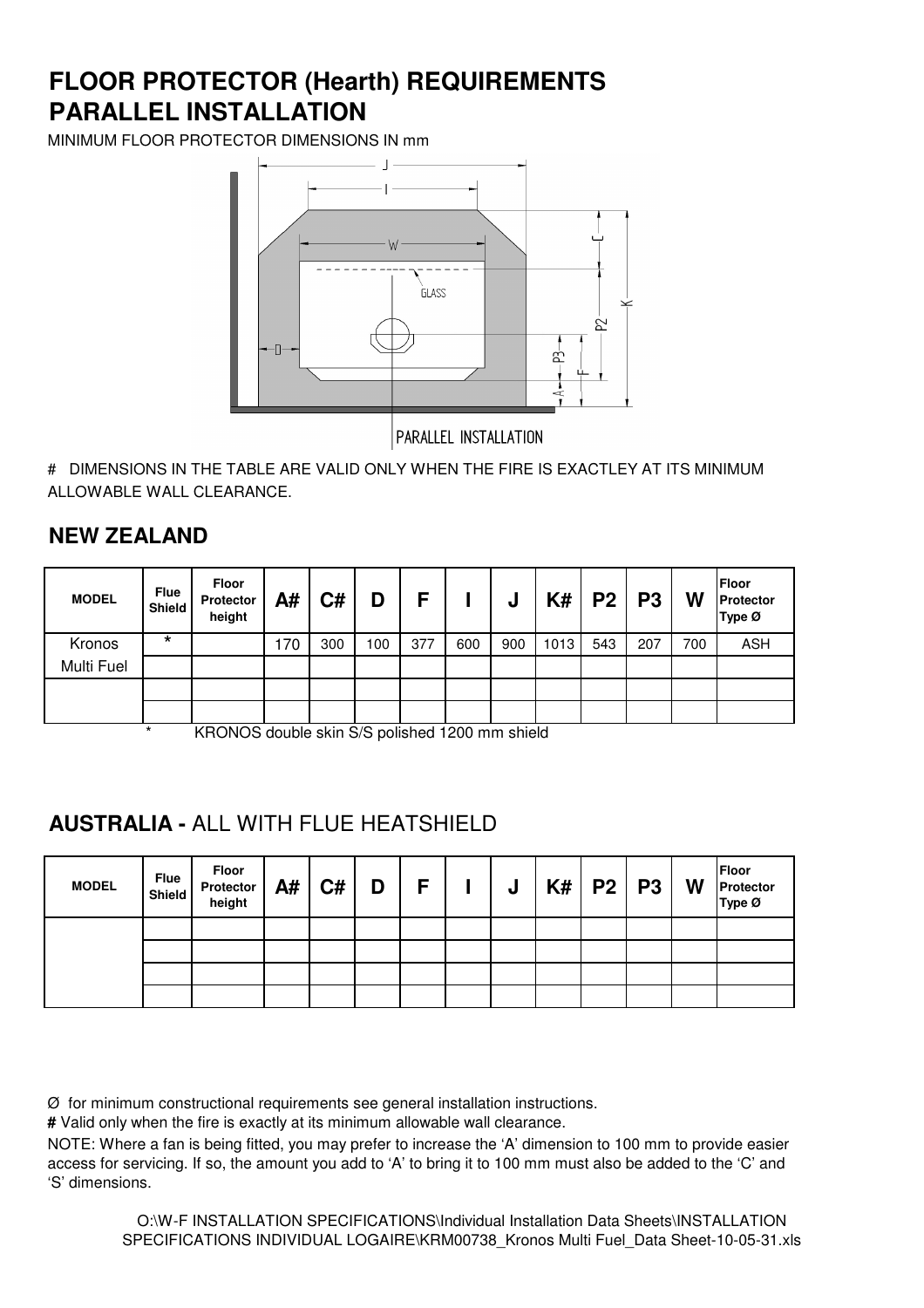# FLOOR PROTECTOR (Hearth) REQUIREMENTS
# PARALLEL INSTALLATION

MINIMUM FLOOR PROTECTOR DIMENSIONS IN mm

PARALLEL INSTALLATION

# DIMENSIONS IN THE TABLE ARE VALID ONLY WHEN THE FIRE IS EXACTLEY AT ITS MINIMUM ALLOWABLE WALL CLEARANCE.

## NEW ZEALAND

| MODEL | Flue Shield | Floor Protector height | A# | C# | D | F | I | J | K# | P2 | P3 | W | Floor Protector Type Ø |
|---|---|---|---|---|---|---|---|---|---|---|---|---|---|
| Kronos | * | | 170 | 300 | 100 | 377 | 600 | 900 | 1013 | 543 | 207 | 700 | ASH |
| Multi Fuel | | | | | | | | | | | | | |
| | | | | | | | | | | | | | |
| | | | | | | | | | | | | | |

\* KRONOS double skin S/S polished 1200 mm shield

## AUSTRALIA - ALL WITH FLUE HEATSHIELD

| MODEL | Flue Shield | Floor Protector height | A# | C# | D | F | I | J | K# | P2 | P3 | W | Floor Protector Type Ø |
|---|---|---|---|---|---|---|---|---|---|---|---|---|---|
| | | | | | | | | | | | | | |
| | | | | | | | | | | | | | |
| | | | | | | | | | | | | | |
| | | | | | | | | | | | | | |

Ø for minimum constructional requirements see general installation instructions.

**#** Valid only when the fire is exactly at its minimum allowable wall clearance.

NOTE: Where a fan is being fitted, you may prefer to increase the 'A' dimension to 100 mm to provide easier access for servicing. If so, the amount you add to 'A' to bring it to 100 mm must also be added to the 'C' and 'S' dimensions.

O:\W-F INSTALLATION SPECIFICATIONS\Individual Installation Data Sheets\INSTALLATION SPECIFICATIONS INDIVIDUAL LOGAIRE\KRM00738_Kronos Multi Fuel_Data Sheet-10-05-31.xls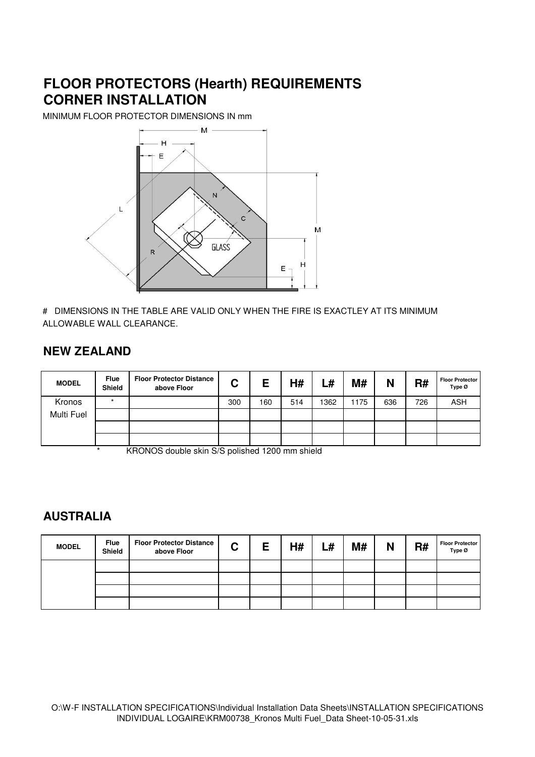# FLOOR PROTECTORS (Hearth) REQUIREMENTS
# CORNER INSTALLATION

MINIMUM FLOOR PROTECTOR DIMENSIONS IN mm

# DIMENSIONS IN THE TABLE ARE VALID ONLY WHEN THE FIRE IS EXACTLEY AT ITS MINIMUM ALLOWABLE WALL CLEARANCE.

## NEW ZEALAND

| MODEL | Flue Shield | Floor Protector Distance above Floor | C | E | H# | L# | M# | N | R# | Floor Protector Type Ø |
|---|---|---|---|---|---|---|---|---|---|---|
| Kronos | * | | 300 | 160 | 514 | 1362 | 1175 | 636 | 726 | ASH |
| Multi Fuel | | | | | | | | | | |
| | | | | | | | | | | |
| | | | | | | | | | | |

\* KRONOS double skin S/S polished 1200 mm shield

## AUSTRALIA

| MODEL | Flue Shield | Floor Protector Distance above Floor | C | E | H# | L# | M# | N | R# | Floor Protector Type Ø |
|---|---|---|---|---|---|---|---|---|---|---|
| | | | | | | | | | | |
| | | | | | | | | | | |
| | | | | | | | | | | |
| | | | | | | | | | | |

O:\W-F INSTALLATION SPECIFICATIONS\Individual Installation Data Sheets\INSTALLATION SPECIFICATIONS INDIVIDUAL LOGAIRE\KRM00738_Kronos Multi Fuel_Data Sheet-10-05-31.xls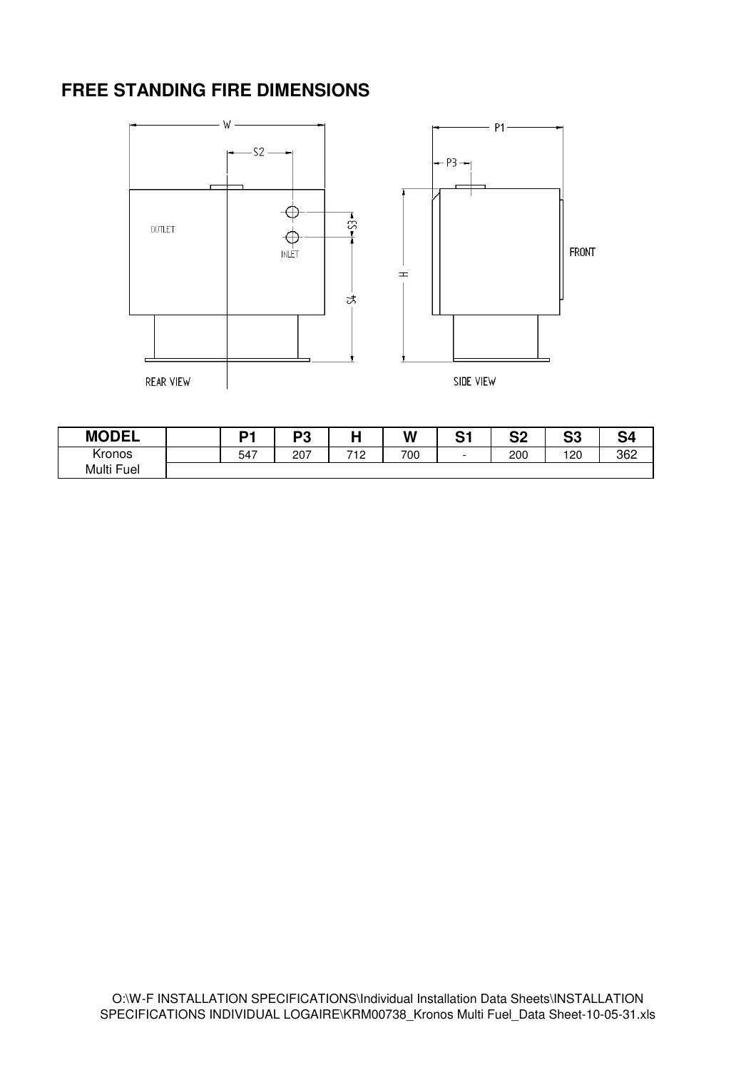## FREE STANDING FIRE DIMENSIONS

| MODEL | | P1 | P3 | H | W | S1 | S2 | S3 | S4 |
|---|---|---|---|---|---|---|---|---|---|
| Kronos Multi Fuel | | 547 | 207 | 712 | 700 | - | 200 | 120 | 362 |

O:\W-F INSTALLATION SPECIFICATIONS\Individual Installation Data Sheets\INSTALLATION SPECIFICATIONS INDIVIDUAL LOGAIRE\KRM00738_Kronos Multi Fuel_Data Sheet-10-05-31.xls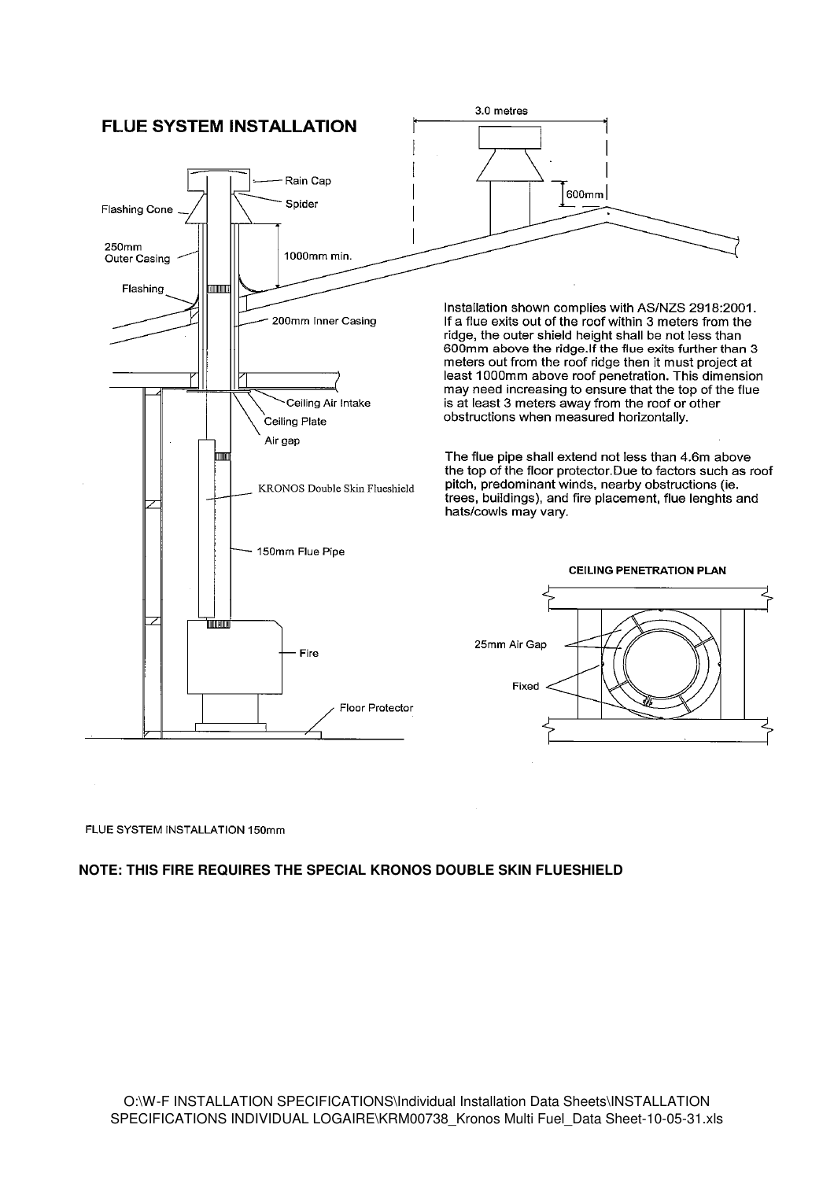# FLUE SYSTEM INSTALLATION

Rain Cap

Spider

Flashing Cone

250mm Outer Casing

1000mm min.

Flashing

200mm Inner Casing

Ceiling Air Intake

Ceiling Plate

Air gap

KRONOS Double Skin Flueshield

150mm Flue Pipe

Fire

Floor Protector

3.0 metres

600mm

Installation shown complies with AS/NZS 2918:2001. If a flue exits out of the roof within 3 meters from the ridge, the outer shield height shall be not less than 600mm above the ridge.If the flue exits further than 3 meters out from the roof ridge then it must project at least 1000mm above roof penetration. This dimension may need increasing to ensure that the top of the flue is at least 3 meters away from the roof or other obstructions when measured horizontally.

The flue pipe shall extend not less than 4.6m above the top of the floor protector.Due to factors such as roof pitch, predominant winds, nearby obstructions (ie. trees, buildings), and fire placement, flue lenghts and hats/cowls may vary.

**CEILING PENETRATION PLAN**

25mm Air Gap

Fixed

FLUE SYSTEM INSTALLATION 150mm

**NOTE: THIS FIRE REQUIRES THE SPECIAL KRONOS DOUBLE SKIN FLUESHIELD**

O:\W-F INSTALLATION SPECIFICATIONS\Individual Installation Data Sheets\INSTALLATION SPECIFICATIONS INDIVIDUAL LOGAIRE\KRM00738_Kronos Multi Fuel_Data Sheet-10-05-31.xls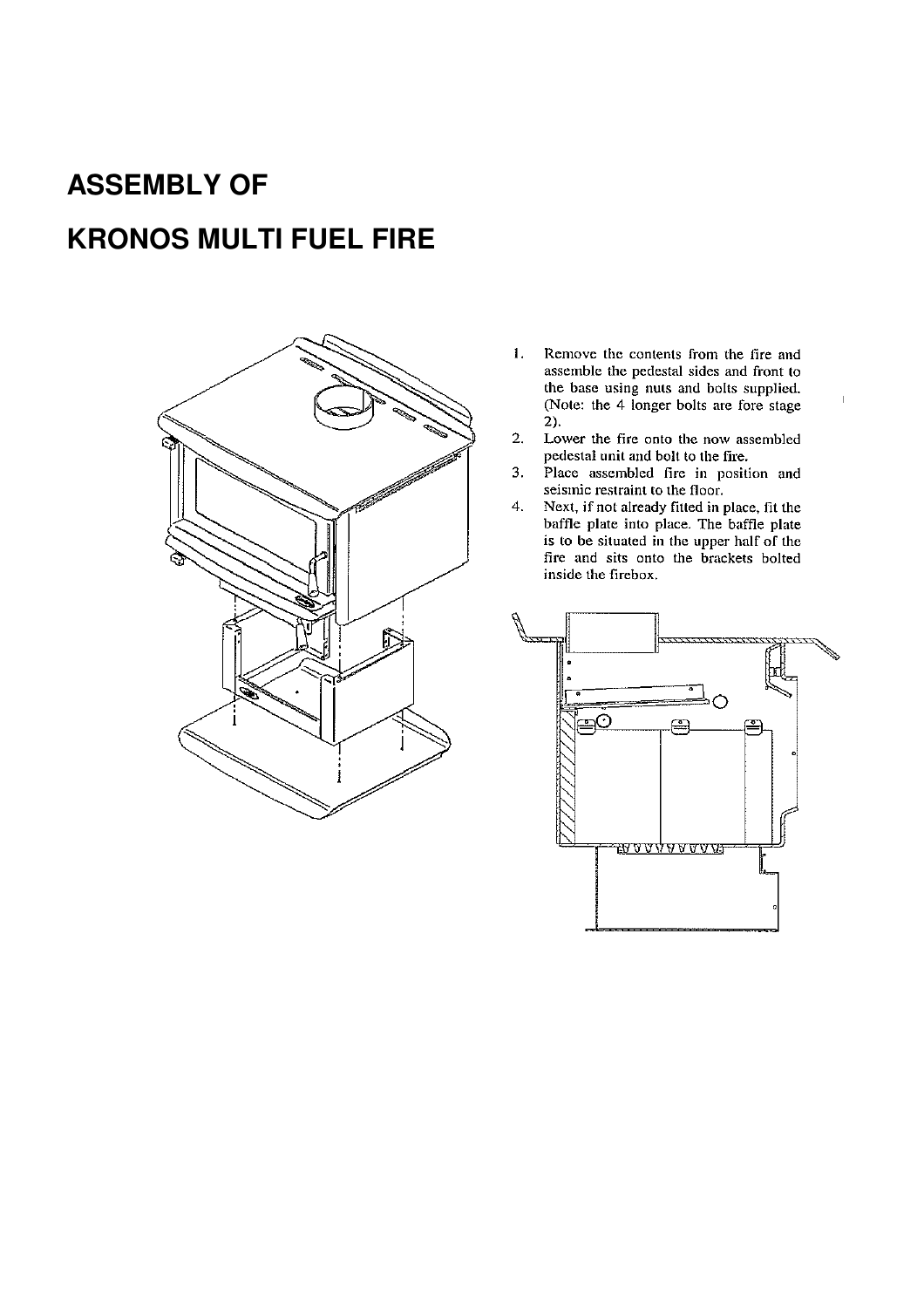# ASSEMBLY OF

# KRONOS MULTI FUEL FIRE

1. Remove the contents from the fire and assemble the pedestal sides and front to the base using nuts and bolts supplied. (Note: the 4 longer bolts are fore stage 2).
2. Lower the fire onto the now assembled pedestal unit and bolt to the fire.
3. Place assembled fire in position and seismic restraint to the floor.
4. Next, if not already fitted in place, fit the baffle plate into place. The baffle plate is to be situated in the upper half of the fire and sits onto the brackets bolted inside the firebox.